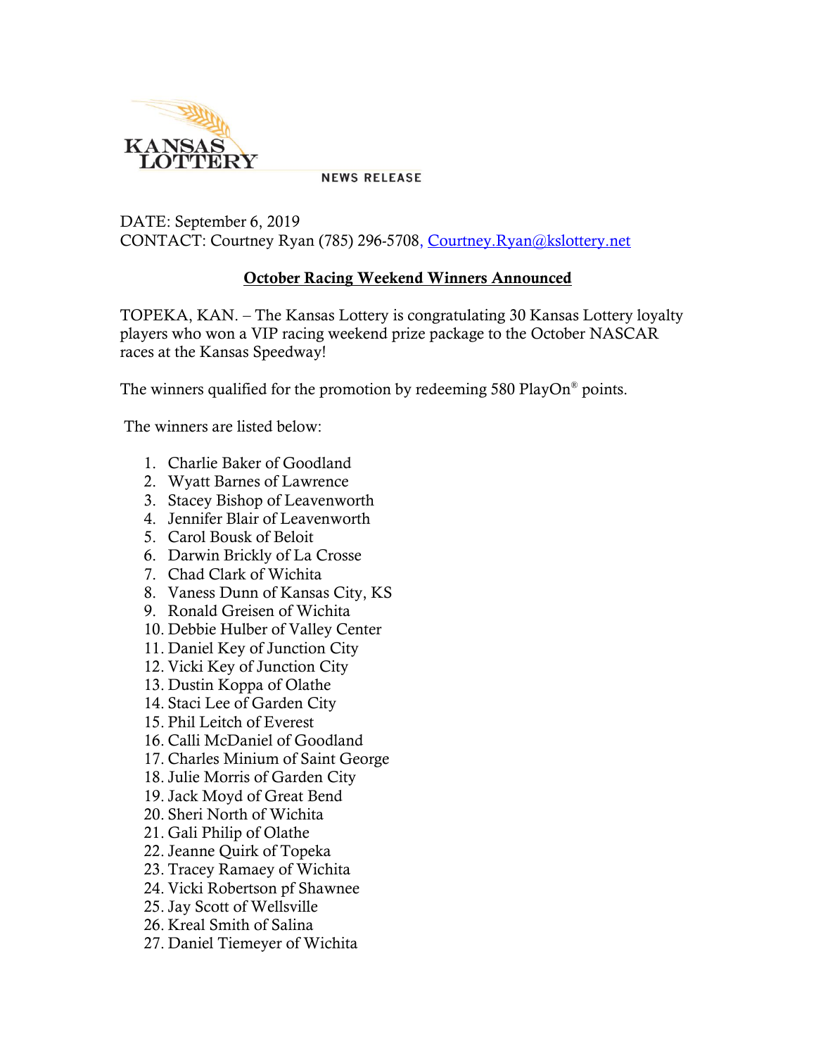KANSAS LOTTERY

NEWS RELEASE

DATE: September 6, 2019
CONTACT: Courtney Ryan (785) 296-5708, Courtney.Ryan@kslottery.net

## October Racing Weekend Winners Announced

TOPEKA, KAN. – The Kansas Lottery is congratulating 30 Kansas Lottery loyalty players who won a VIP racing weekend prize package to the October NASCAR races at the Kansas Speedway!

The winners qualified for the promotion by redeeming 580 PlayOn® points.

The winners are listed below:

1. Charlie Baker of Goodland
2. Wyatt Barnes of Lawrence
3. Stacey Bishop of Leavenworth
4. Jennifer Blair of Leavenworth
5. Carol Bousk of Beloit
6. Darwin Brickly of La Crosse
7. Chad Clark of Wichita
8. Vaness Dunn of Kansas City, KS
9. Ronald Greisen of Wichita
10. Debbie Hulber of Valley Center
11. Daniel Key of Junction City
12. Vicki Key of Junction City
13. Dustin Koppa of Olathe
14. Staci Lee of Garden City
15. Phil Leitch of Everest
16. Calli McDaniel of Goodland
17. Charles Minium of Saint George
18. Julie Morris of Garden City
19. Jack Moyd of Great Bend
20. Sheri North of Wichita
21. Gali Philip of Olathe
22. Jeanne Quirk of Topeka
23. Tracey Ramaey of Wichita
24. Vicki Robertson pf Shawnee
25. Jay Scott of Wellsville
26. Kreal Smith of Salina
27. Daniel Tiemeyer of Wichita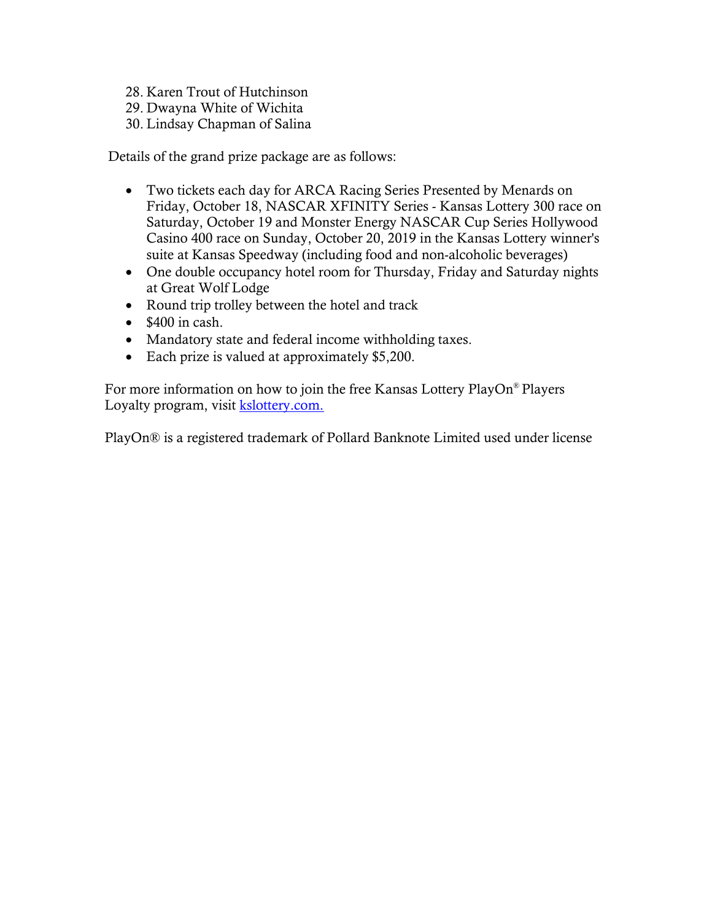28. Karen Trout of Hutchinson
29. Dwayna White of Wichita
30. Lindsay Chapman of Salina

Details of the grand prize package are as follows:

- Two tickets each day for ARCA Racing Series Presented by Menards on Friday, October 18, NASCAR XFINITY Series - Kansas Lottery 300 race on Saturday, October 19 and Monster Energy NASCAR Cup Series Hollywood Casino 400 race on Sunday, October 20, 2019 in the Kansas Lottery winner's suite at Kansas Speedway (including food and non-alcoholic beverages)
- One double occupancy hotel room for Thursday, Friday and Saturday nights at Great Wolf Lodge
- Round trip trolley between the hotel and track
- $400 in cash.
- Mandatory state and federal income withholding taxes.
- Each prize is valued at approximately $5,200.

For more information on how to join the free Kansas Lottery PlayOn® Players Loyalty program, visit [kslottery.com.](kslottery.com)

PlayOn® is a registered trademark of Pollard Banknote Limited used under license